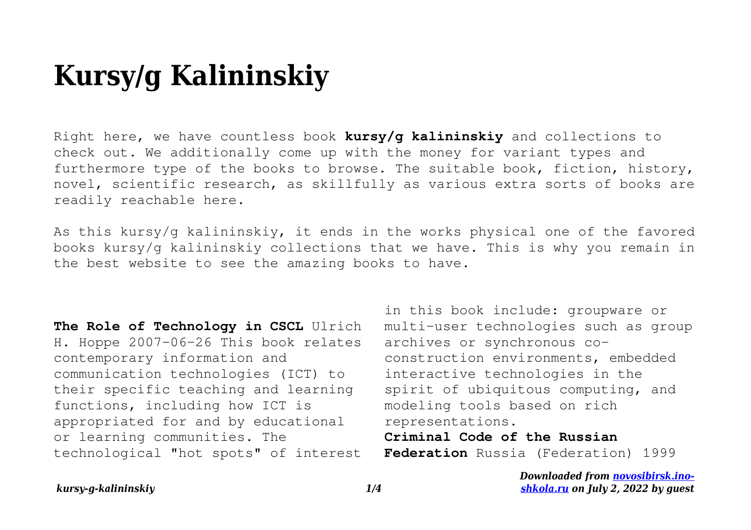# Kursy/g Kalininskiy

Right here, we have countless book **kursy/g kalininskiy** and collections to check out. We additionally come up with the money for variant types and furthermore type of the books to browse. The suitable book, fiction, history, novel, scientific research, as skillfully as various extra sorts of books are readily reachable here.

As this kursy/g kalininskiy, it ends in the works physical one of the favored books kursy/g kalininskiy collections that we have. This is why you remain in the best website to see the amazing books to have.

**The Role of Technology in CSCL** Ulrich H. Hoppe 2007-06-26 This book relates contemporary information and communication technologies (ICT) to their specific teaching and learning functions, including how ICT is appropriated for and by educational or learning communities. The technological "hot spots" of interest in this book include: groupware or multi-user technologies such as group archives or synchronous co-construction environments, embedded interactive technologies in the spirit of ubiquitous computing, and modeling tools based on rich representations.

**Criminal Code of the Russian Federation** Russia (Federation) 1999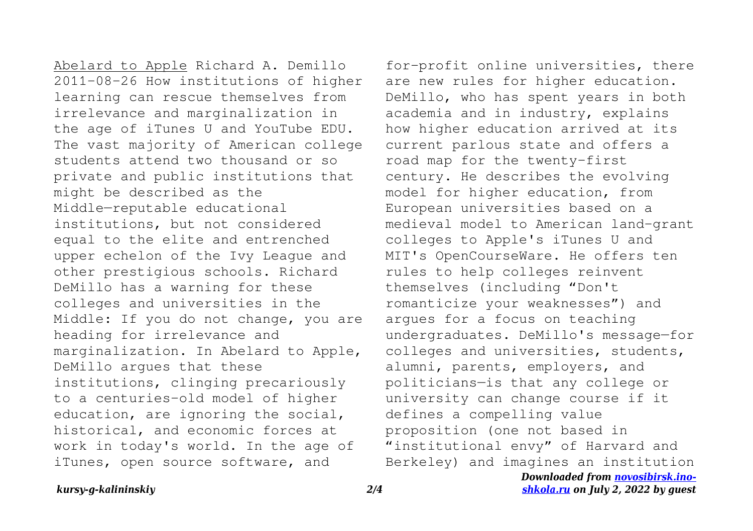Abelard to Apple Richard A. Demillo 2011-08-26 How institutions of higher learning can rescue themselves from irrelevance and marginalization in the age of iTunes U and YouTube EDU. The vast majority of American college students attend two thousand or so private and public institutions that might be described as the Middle—reputable educational institutions, but not considered equal to the elite and entrenched upper echelon of the Ivy League and other prestigious schools. Richard DeMillo has a warning for these colleges and universities in the Middle: If you do not change, you are heading for irrelevance and marginalization. In Abelard to Apple, DeMillo argues that these institutions, clinging precariously to a centuries-old model of higher education, are ignoring the social, historical, and economic forces at work in today's world. In the age of iTunes, open source software, and for-profit online universities, there are new rules for higher education. DeMillo, who has spent years in both academia and in industry, explains how higher education arrived at its current parlous state and offers a road map for the twenty-first century. He describes the evolving model for higher education, from European universities based on a medieval model to American land-grant colleges to Apple's iTunes U and MIT's OpenCourseWare. He offers ten rules to help colleges reinvent themselves (including "Don't romanticize your weaknesses") and argues for a focus on teaching undergraduates. DeMillo's message—for colleges and universities, students, alumni, parents, employers, and politicians—is that any college or university can change course if it defines a compelling value proposition (one not based in "institutional envy" of Harvard and Berkeley) and imagines an institution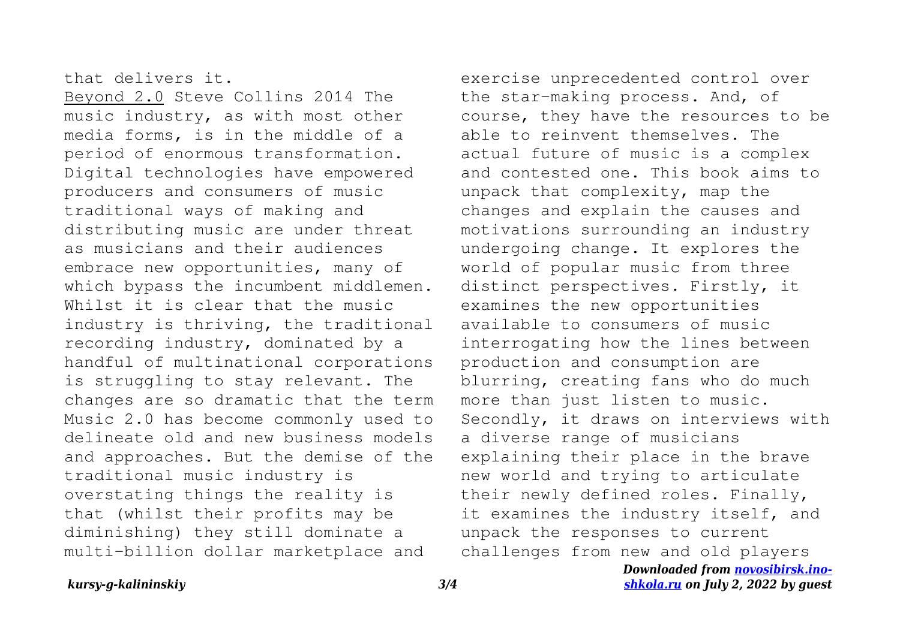that delivers it.

Beyond 2.0 Steve Collins 2014 The music industry, as with most other media forms, is in the middle of a period of enormous transformation. Digital technologies have empowered producers and consumers of music traditional ways of making and distributing music are under threat as musicians and their audiences embrace new opportunities, many of which bypass the incumbent middlemen. Whilst it is clear that the music industry is thriving, the traditional recording industry, dominated by a handful of multinational corporations is struggling to stay relevant. The changes are so dramatic that the term Music 2.0 has become commonly used to delineate old and new business models and approaches. But the demise of the traditional music industry is overstating things the reality is that (whilst their profits may be diminishing) they still dominate a multi-billion dollar marketplace and exercise unprecedented control over the star-making process. And, of course, they have the resources to be able to reinvent themselves. The actual future of music is a complex and contested one. This book aims to unpack that complexity, map the changes and explain the causes and motivations surrounding an industry undergoing change. It explores the world of popular music from three distinct perspectives. Firstly, it examines the new opportunities available to consumers of music interrogating how the lines between production and consumption are blurring, creating fans who do much more than just listen to music. Secondly, it draws on interviews with a diverse range of musicians explaining their place in the brave new world and trying to articulate their newly defined roles. Finally, it examines the industry itself, and unpack the responses to current challenges from new and old players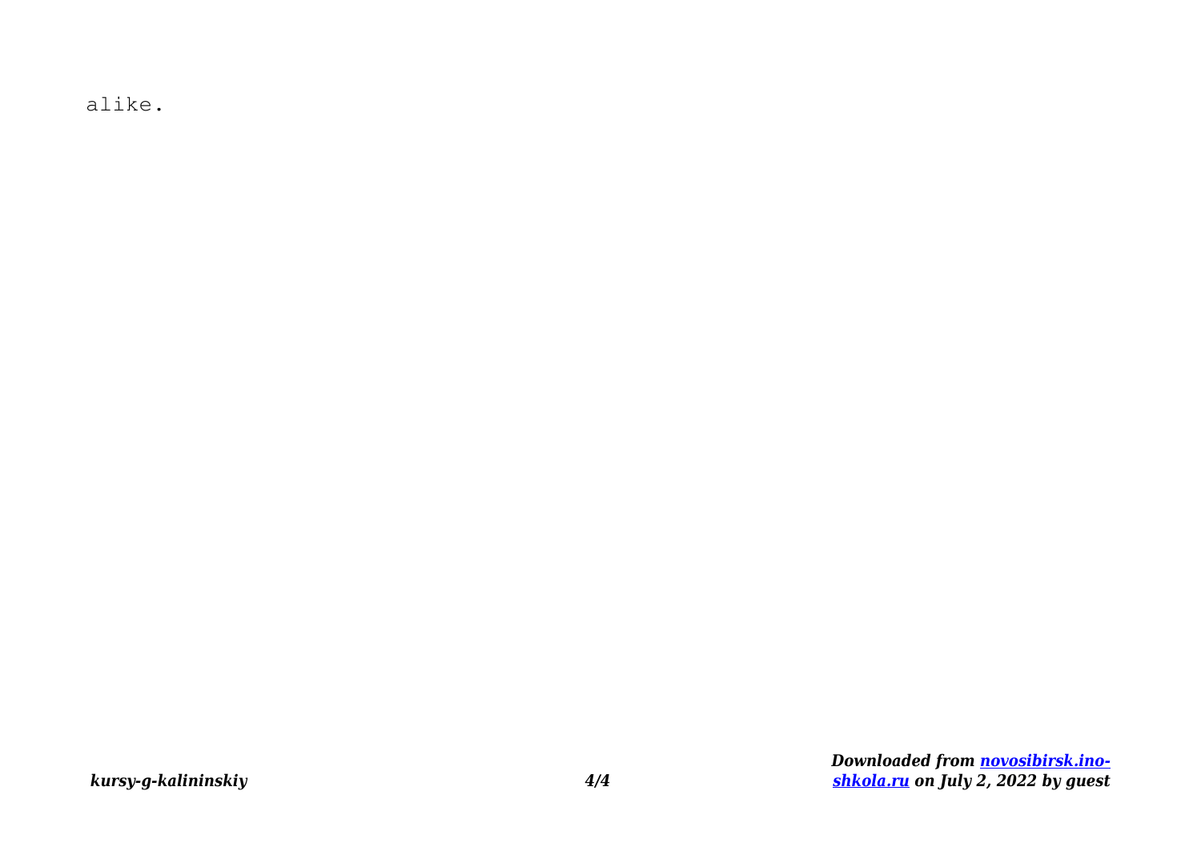alike.